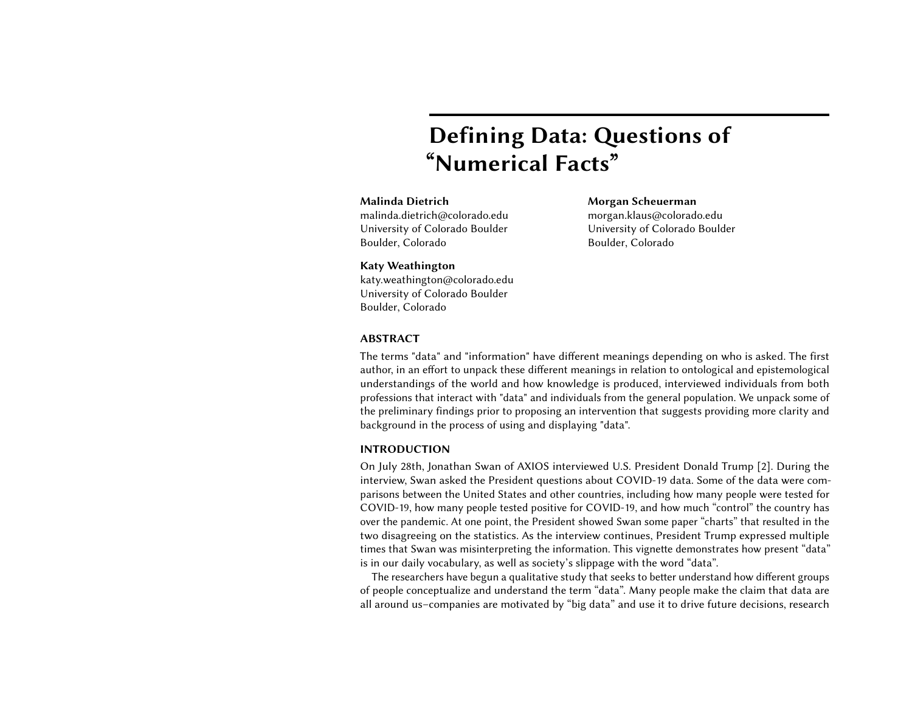# Defining Data: Questions of "Numerical Facts"

**Malinda Dietrich**
malinda.dietrich@colorado.edu
University of Colorado Boulder
Boulder, Colorado

**Morgan Scheuerman**
morgan.klaus@colorado.edu
University of Colorado Boulder
Boulder, Colorado

**Katy Weathington**
katy.weathington@colorado.edu
University of Colorado Boulder
Boulder, Colorado

## ABSTRACT

The terms "data" and "information" have different meanings depending on who is asked. The first author, in an effort to unpack these different meanings in relation to ontological and epistemological understandings of the world and how knowledge is produced, interviewed individuals from both professions that interact with "data" and individuals from the general population. We unpack some of the preliminary findings prior to proposing an intervention that suggests providing more clarity and background in the process of using and displaying "data".

## INTRODUCTION

On July 28th, Jonathan Swan of AXIOS interviewed U.S. President Donald Trump [2]. During the interview, Swan asked the President questions about COVID-19 data. Some of the data were comparisons between the United States and other countries, including how many people were tested for COVID-19, how many people tested positive for COVID-19, and how much "control" the country has over the pandemic. At one point, the President showed Swan some paper "charts" that resulted in the two disagreeing on the statistics. As the interview continues, President Trump expressed multiple times that Swan was misinterpreting the information. This vignette demonstrates how present "data" is in our daily vocabulary, as well as society's slippage with the word "data".

The researchers have begun a qualitative study that seeks to better understand how different groups of people conceptualize and understand the term "data". Many people make the claim that data are all around us–companies are motivated by "big data" and use it to drive future decisions, research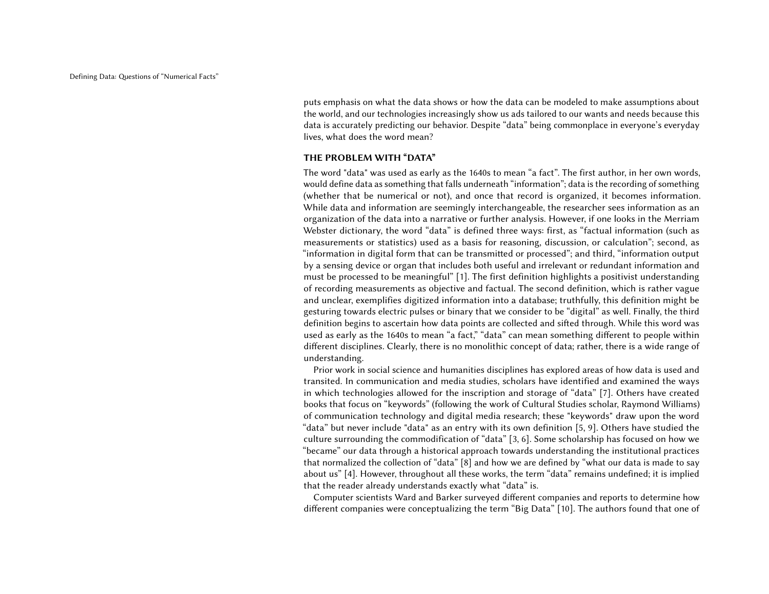puts emphasis on what the data shows or how the data can be modeled to make assumptions about the world, and our technologies increasingly show us ads tailored to our wants and needs because this data is accurately predicting our behavior. Despite "data" being commonplace in everyone's everyday lives, what does the word mean?

## THE PROBLEM WITH "DATA"

The word "data" was used as early as the 1640s to mean "a fact". The first author, in her own words, would define data as something that falls underneath "information"; data is the recording of something (whether that be numerical or not), and once that record is organized, it becomes information. While data and information are seemingly interchangeable, the researcher sees information as an organization of the data into a narrative or further analysis. However, if one looks in the Merriam Webster dictionary, the word "data" is defined three ways: first, as "factual information (such as measurements or statistics) used as a basis for reasoning, discussion, or calculation"; second, as "information in digital form that can be transmitted or processed"; and third, "information output by a sensing device or organ that includes both useful and irrelevant or redundant information and must be processed to be meaningful" [1]. The first definition highlights a positivist understanding of recording measurements as objective and factual. The second definition, which is rather vague and unclear, exemplifies digitized information into a database; truthfully, this definition might be gesturing towards electric pulses or binary that we consider to be "digital" as well. Finally, the third definition begins to ascertain how data points are collected and sifted through. While this word was used as early as the 1640s to mean "a fact," "data" can mean something different to people within different disciplines. Clearly, there is no monolithic concept of data; rather, there is a wide range of understanding.

Prior work in social science and humanities disciplines has explored areas of how data is used and transited. In communication and media studies, scholars have identified and examined the ways in which technologies allowed for the inscription and storage of "data" [7]. Others have created books that focus on "keywords" (following the work of Cultural Studies scholar, Raymond Williams) of communication technology and digital media research; these "keywords" draw upon the word "data" but never include "data" as an entry with its own definition [5, 9]. Others have studied the culture surrounding the commodification of "data" [3, 6]. Some scholarship has focused on how we "became" our data through a historical approach towards understanding the institutional practices that normalized the collection of "data" [8] and how we are defined by "what our data is made to say about us" [4]. However, throughout all these works, the term "data" remains undefined; it is implied that the reader already understands exactly what "data" is.

Computer scientists Ward and Barker surveyed different companies and reports to determine how different companies were conceptualizing the term "Big Data" [10]. The authors found that one of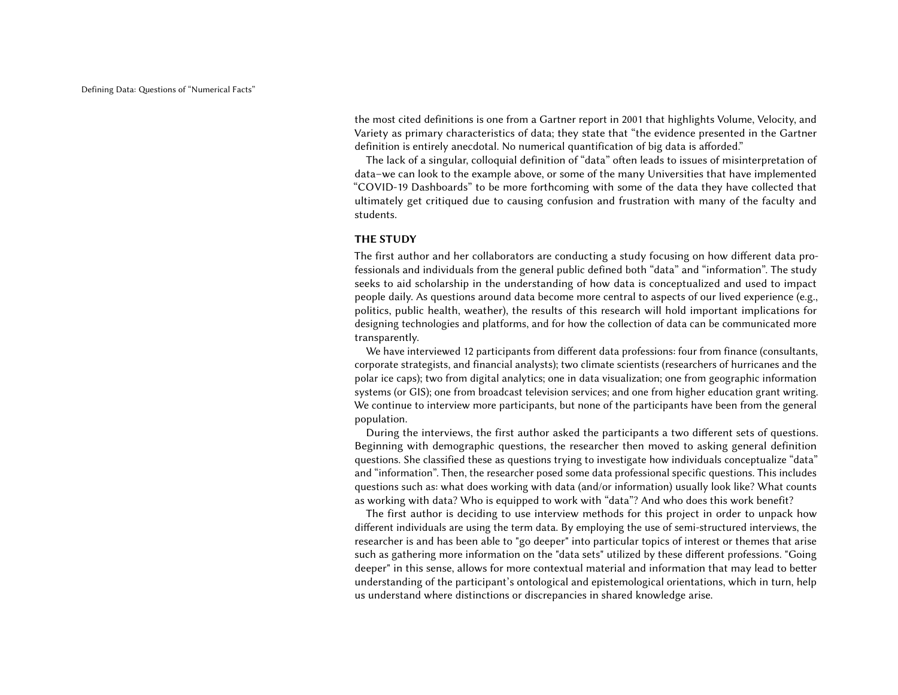the most cited definitions is one from a Gartner report in 2001 that highlights Volume, Velocity, and Variety as primary characteristics of data; they state that "the evidence presented in the Gartner definition is entirely anecdotal. No numerical quantification of big data is afforded."

The lack of a singular, colloquial definition of "data" often leads to issues of misinterpretation of data–we can look to the example above, or some of the many Universities that have implemented "COVID-19 Dashboards" to be more forthcoming with some of the data they have collected that ultimately get critiqued due to causing confusion and frustration with many of the faculty and students.

## THE STUDY

The first author and her collaborators are conducting a study focusing on how different data professionals and individuals from the general public defined both "data" and "information". The study seeks to aid scholarship in the understanding of how data is conceptualized and used to impact people daily. As questions around data become more central to aspects of our lived experience (e.g., politics, public health, weather), the results of this research will hold important implications for designing technologies and platforms, and for how the collection of data can be communicated more transparently.

We have interviewed 12 participants from different data professions: four from finance (consultants, corporate strategists, and financial analysts); two climate scientists (researchers of hurricanes and the polar ice caps); two from digital analytics; one in data visualization; one from geographic information systems (or GIS); one from broadcast television services; and one from higher education grant writing. We continue to interview more participants, but none of the participants have been from the general population.

During the interviews, the first author asked the participants a two different sets of questions. Beginning with demographic questions, the researcher then moved to asking general definition questions. She classified these as questions trying to investigate how individuals conceptualize "data" and "information". Then, the researcher posed some data professional specific questions. This includes questions such as: what does working with data (and/or information) usually look like? What counts as working with data? Who is equipped to work with "data"? And who does this work benefit?

The first author is deciding to use interview methods for this project in order to unpack how different individuals are using the term data. By employing the use of semi-structured interviews, the researcher is and has been able to "go deeper" into particular topics of interest or themes that arise such as gathering more information on the "data sets" utilized by these different professions. "Going deeper" in this sense, allows for more contextual material and information that may lead to better understanding of the participant's ontological and epistemological orientations, which in turn, help us understand where distinctions or discrepancies in shared knowledge arise.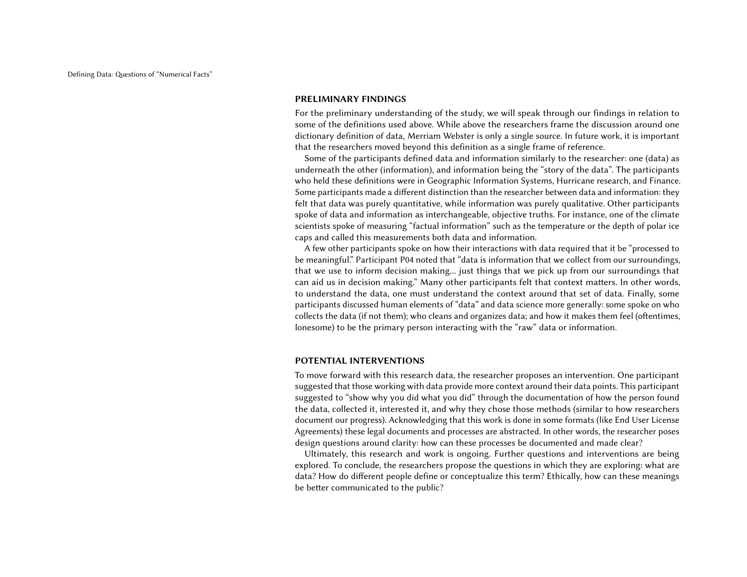## PRELIMINARY FINDINGS

For the preliminary understanding of the study, we will speak through our findings in relation to some of the definitions used above. While above the researchers frame the discussion around one dictionary definition of data, Merriam Webster is only a single source. In future work, it is important that the researchers moved beyond this definition as a single frame of reference.

Some of the participants defined data and information similarly to the researcher: one (data) as underneath the other (information), and information being the "story of the data". The participants who held these definitions were in Geographic Information Systems, Hurricane research, and Finance. Some participants made a different distinction than the researcher between data and information: they felt that data was purely quantitative, while information was purely qualitative. Other participants spoke of data and information as interchangeable, objective truths. For instance, one of the climate scientists spoke of measuring "factual information" such as the temperature or the depth of polar ice caps and called this measurements both data and information.

A few other participants spoke on how their interactions with data required that it be "processed to be meaningful." Participant P04 noted that "data is information that we collect from our surroundings, that we use to inform decision making... just things that we pick up from our surroundings that can aid us in decision making." Many other participants felt that context matters. In other words, to understand the data, one must understand the context around that set of data. Finally, some participants discussed human elements of "data" and data science more generally: some spoke on who collects the data (if not them); who cleans and organizes data; and how it makes them feel (oftentimes, lonesome) to be the primary person interacting with the "raw" data or information.

## POTENTIAL INTERVENTIONS

To move forward with this research data, the researcher proposes an intervention. One participant suggested that those working with data provide more context around their data points. This participant suggested to "show why you did what you did" through the documentation of how the person found the data, collected it, interested it, and why they chose those methods (similar to how researchers document our progress). Acknowledging that this work is done in some formats (like End User License Agreements) these legal documents and processes are abstracted. In other words, the researcher poses design questions around clarity: how can these processes be documented and made clear?

Ultimately, this research and work is ongoing. Further questions and interventions are being explored. To conclude, the researchers propose the questions in which they are exploring: what are data? How do different people define or conceptualize this term? Ethically, how can these meanings be better communicated to the public?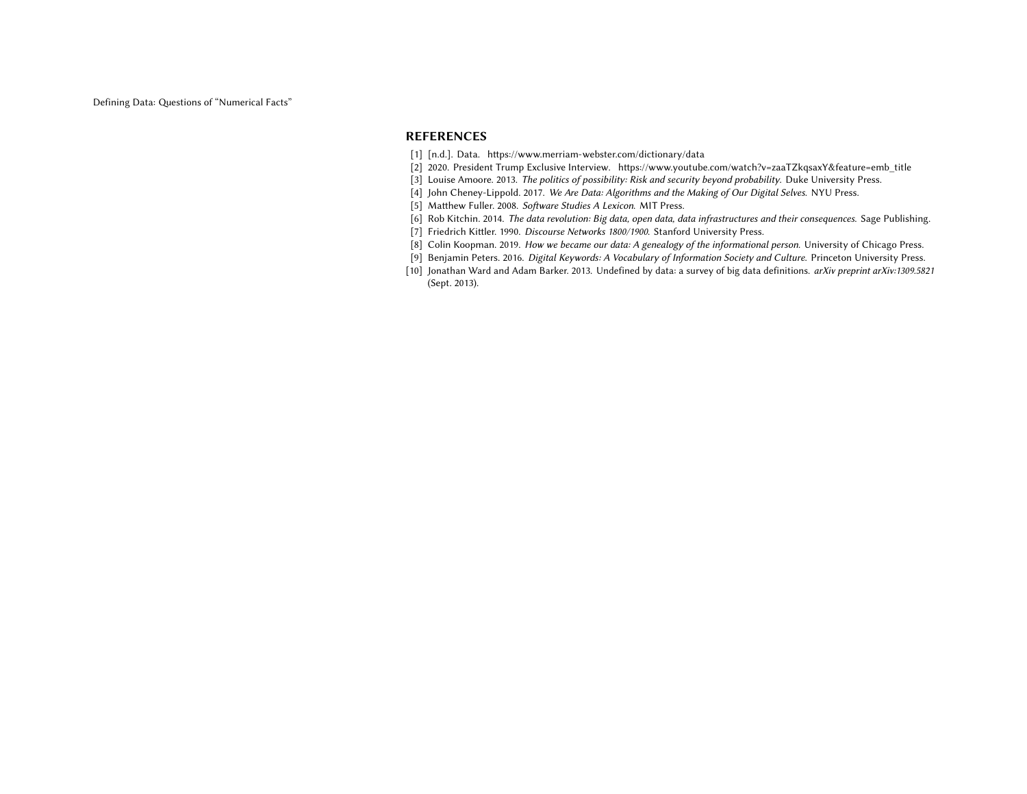## REFERENCES

[1] [n.d.]. Data. https://www.merriam-webster.com/dictionary/data

[2] 2020. President Trump Exclusive Interview. https://www.youtube.com/watch?v=zaaTZkqsaxY&feature=emb_title

[3] Louise Amoore. 2013. *The politics of possibility: Risk and security beyond probability.* Duke University Press.

[4] John Cheney-Lippold. 2017. *We Are Data: Algorithms and the Making of Our Digital Selves.* NYU Press.

[5] Matthew Fuller. 2008. *Software Studies A Lexicon.* MIT Press.

[6] Rob Kitchin. 2014. *The data revolution: Big data, open data, data infrastructures and their consequences.* Sage Publishing.

[7] Friedrich Kittler. 1990. *Discourse Networks 1800/1900.* Stanford University Press.

[8] Colin Koopman. 2019. *How we became our data: A genealogy of the informational person.* University of Chicago Press.

[9] Benjamin Peters. 2016. *Digital Keywords: A Vocabulary of Information Society and Culture.* Princeton University Press.

[10] Jonathan Ward and Adam Barker. 2013. Undefined by data: a survey of big data definitions. *arXiv preprint arXiv:1309.5821* (Sept. 2013).